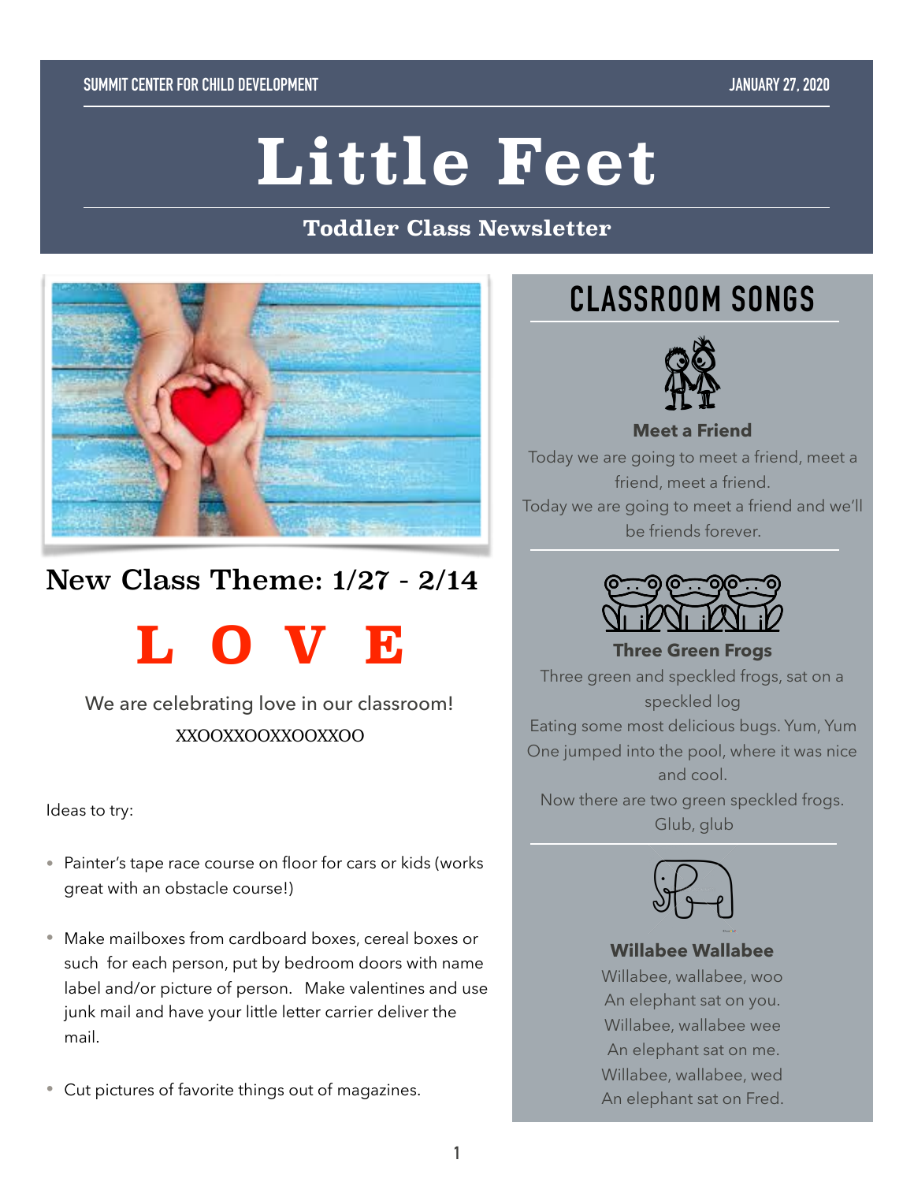SUMMIT CENTER FOR CHILD DEVELOPMENT

JANUARY 27, 2020

# Little Feet

### Toddler Class Newsletter

## New Class Theme: 1/27 - 2/14

# L O V E

We are celebrating love in our classroom!

XXOOXXOOXXOOXXOO

Ideas to try:

- Painter's tape race course on floor for cars or kids (works great with an obstacle course!)
- Make mailboxes from cardboard boxes, cereal boxes or such for each person, put by bedroom doors with name label and/or picture of person. Make valentines and use junk mail and have your little letter carrier deliver the mail.
- Cut pictures of favorite things out of magazines.

## CLASSROOM SONGS

**Meet a Friend**

Today we are going to meet a friend, meet a friend, meet a friend.
Today we are going to meet a friend and we'll be friends forever.

**Three Green Frogs**

Three green and speckled frogs, sat on a speckled log
Eating some most delicious bugs. Yum, Yum
One jumped into the pool, where it was nice and cool.
Now there are two green speckled frogs. Glub, glub

**Willabee Wallabee**

Willabee, wallabee, woo
An elephant sat on you.
Willabee, wallabee wee
An elephant sat on me.
Willabee, wallabee, wed
An elephant sat on Fred.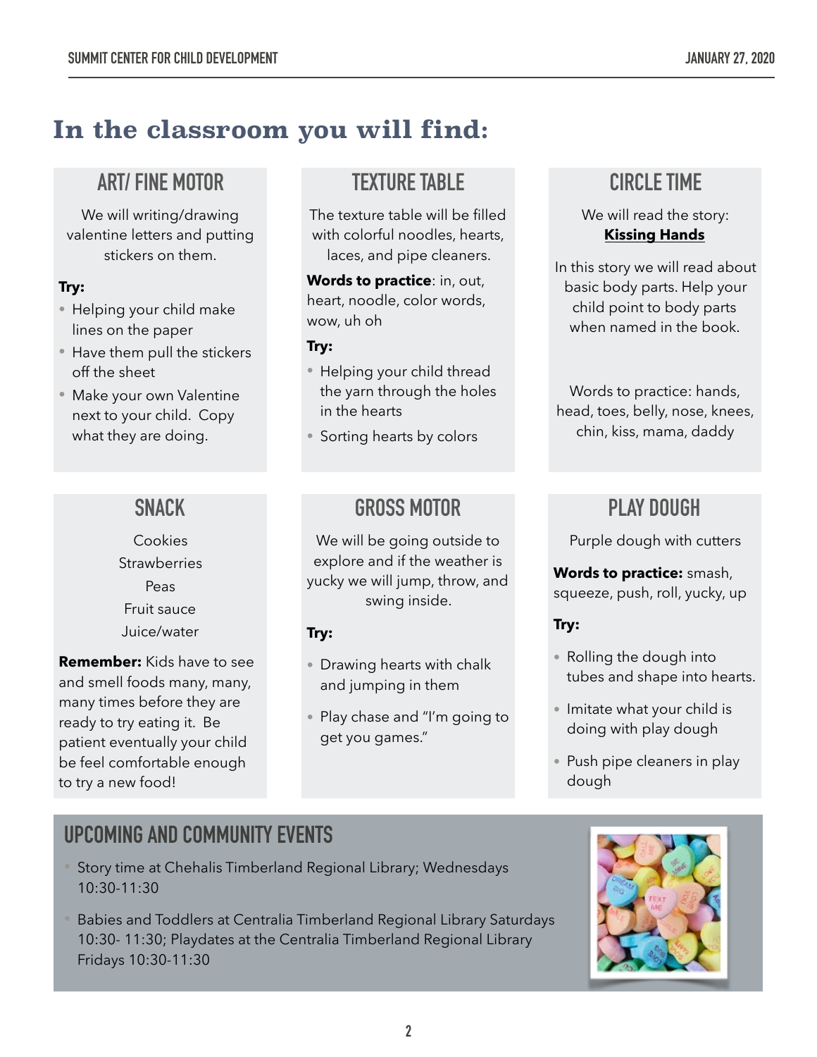# In the classroom you will find:

## ART/ FINE MOTOR

We will writing/drawing valentine letters and putting stickers on them.

**Try:**

- Helping your child make lines on the paper
- Have them pull the stickers off the sheet
- Make your own Valentine next to your child. Copy what they are doing.

## TEXTURE TABLE

The texture table will be filled with colorful noodles, hearts, laces, and pipe cleaners.

**Words to practice**: in, out, heart, noodle, color words, wow, uh oh

**Try:**

- Helping your child thread the yarn through the holes in the hearts
- Sorting hearts by colors

## CIRCLE TIME

We will read the story: **Kissing Hands**

In this story we will read about basic body parts. Help your child point to body parts when named in the book.

Words to practice: hands, head, toes, belly, nose, knees, chin, kiss, mama, daddy

## SNACK

Cookies
Strawberries
Peas
Fruit sauce
Juice/water

**Remember:** Kids have to see and smell foods many, many, many times before they are ready to try eating it. Be patient eventually your child be feel comfortable enough to try a new food!

## GROSS MOTOR

We will be going outside to explore and if the weather is yucky we will jump, throw, and swing inside.

**Try:**

- Drawing hearts with chalk and jumping in them
- Play chase and "I'm going to get you games."

## PLAY DOUGH

Purple dough with cutters

**Words to practice:** smash, squeeze, push, roll, yucky, up

**Try:**

- Rolling the dough into tubes and shape into hearts.
- Imitate what your child is doing with play dough
- Push pipe cleaners in play dough

## UPCOMING AND COMMUNITY EVENTS

- Story time at Chehalis Timberland Regional Library; Wednesdays 10:30-11:30
- Babies and Toddlers at Centralia Timberland Regional Library Saturdays 10:30- 11:30; Playdates at the Centralia Timberland Regional Library Fridays 10:30-11:30